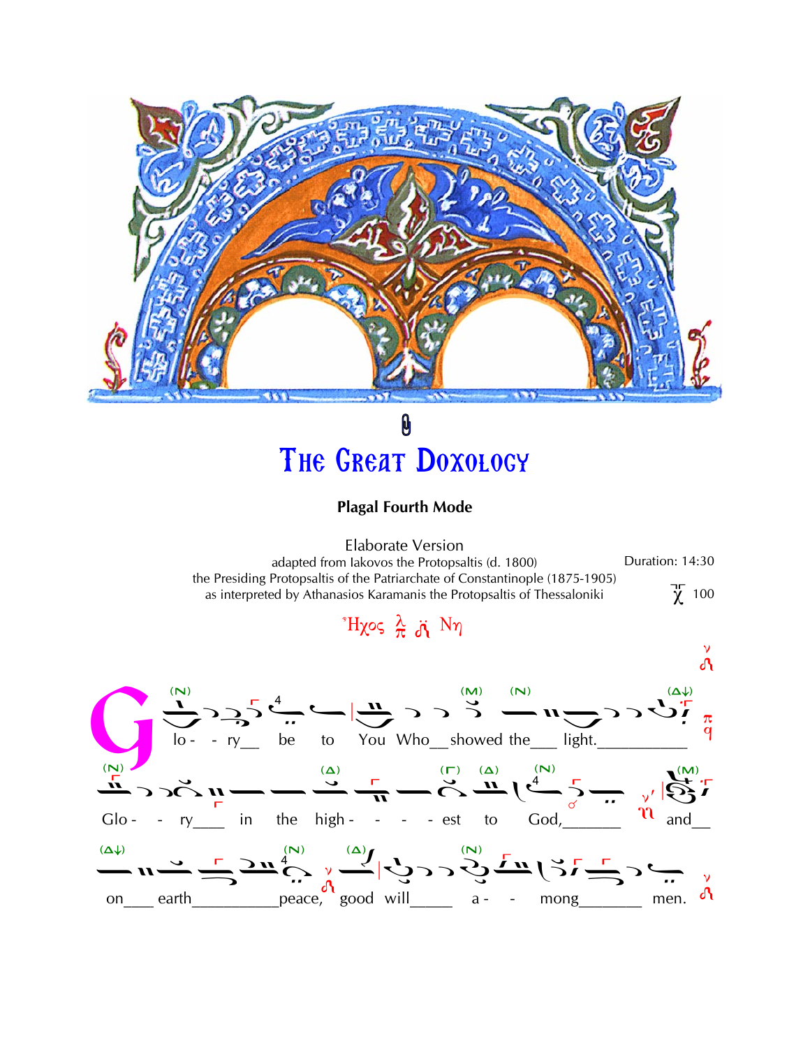# The Great Doxology

**Plagal Fourth Mode**

Elaborate Version

adapted from Iakovos the Protopsaltis (d. 1800)
the Presiding Protopsaltis of the Patriarchate of Constantinople (1875-1905)
as interpreted by Athanasios Karamanis the Protopsaltis of Thessaloniki

Duration: 14:30

100

Ἦχος Νη

Glo - - ry__ be to You Who__showed the___ light.__________

Glo - - ry___ in the high - - - - est to God,______ and__

on___ earth__________peace, good will_____ a - - mong_______ men.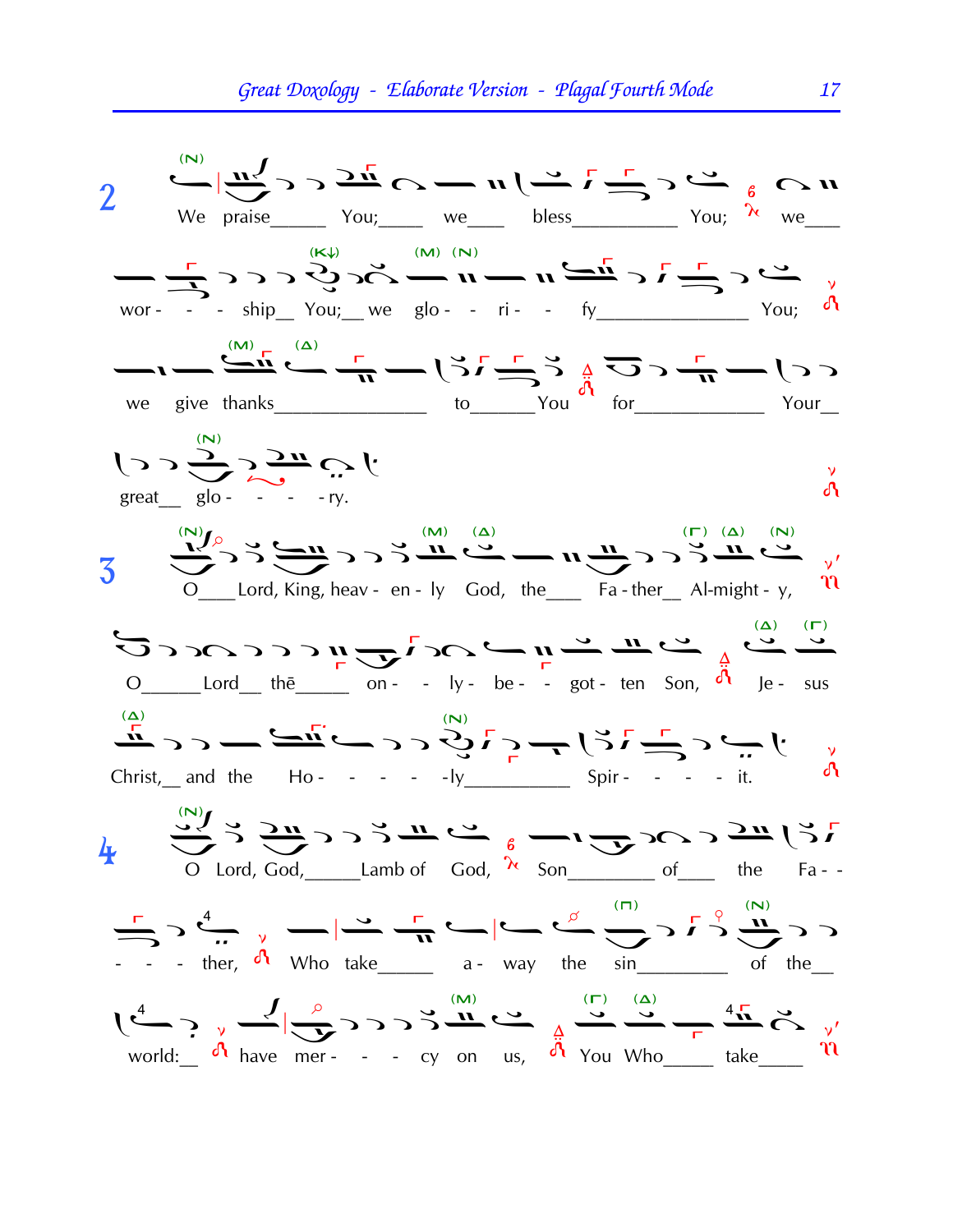2

We praise_____ You;____ we___ bless__________ You; we___

wor - - - ship__ You;__ we glo - - ri - - fy______________ You;

we give thanks_______________ to______You for_____________ Your__

great__ glo - - - - ry.

3

O___Lord, King, heav - en - ly God, the___ Fa - ther__ Al-might - y,

O______Lord__ thē_____ on - - ly - be - - got - ten Son, Je - sus

Christ,__ and the Ho - - - - -ly__________ Spir - - - - it.

4

O Lord, God,_____Lamb of God, Son________ of___ the Fa - -

- - - ther, Who take______ a - way the sin_________ of the__

world:__ have mer - - - cy on us, You Who_____ take_____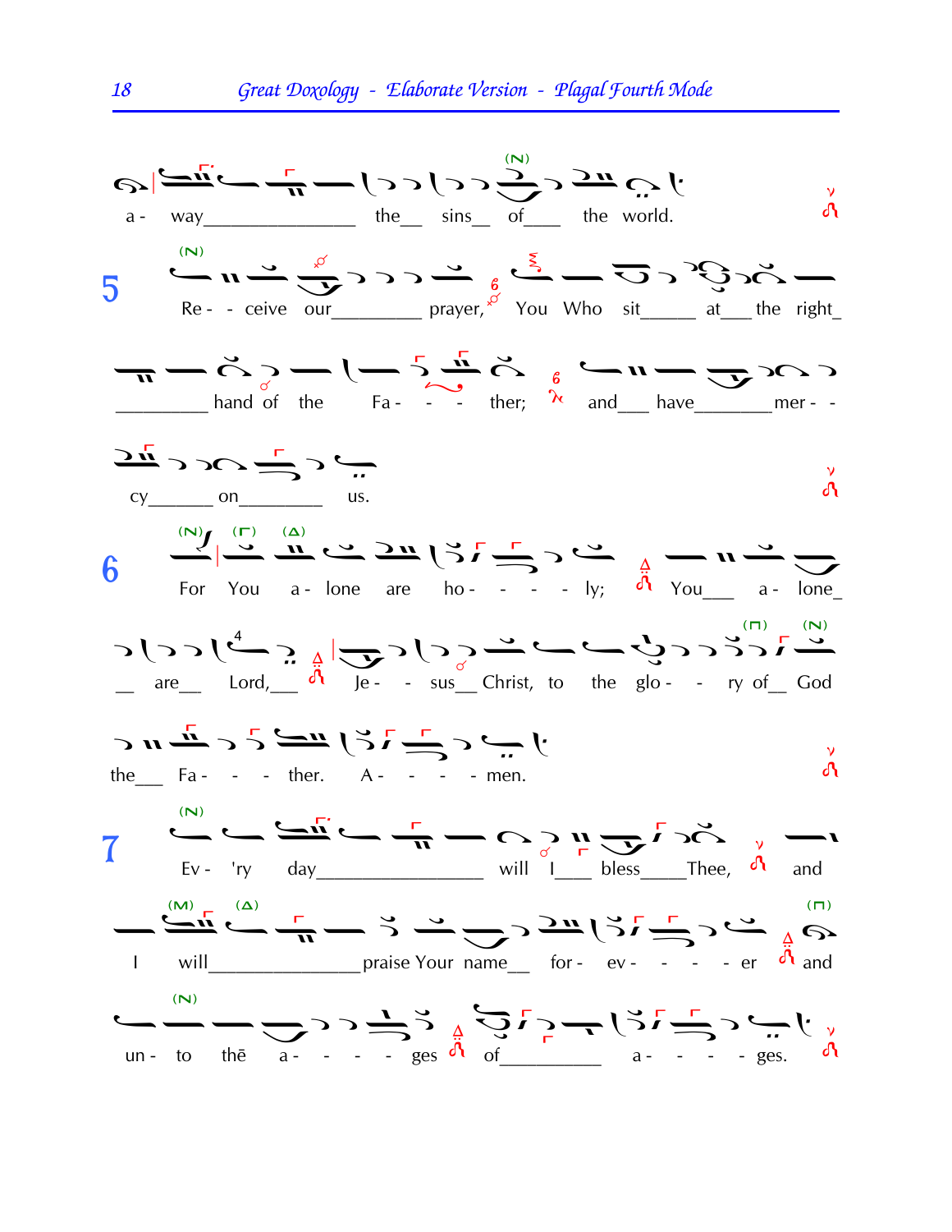a - way the sins of the world.

**5** Re - - ceive our prayer, You Who sit at the right hand of the Fa - - - ther; and have mer - - cy on us.

**6** For You a - lone are ho - - - - ly; You a - lone are Lord, Je - - sus Christ, to the glo - - ry of God the Fa - - - ther. A - - - - men.

**7** Ev - 'ry day will I bless Thee, and I will praise Your name for - ev - - - - er and un - to thē a - - - - ges of a - - - - ges.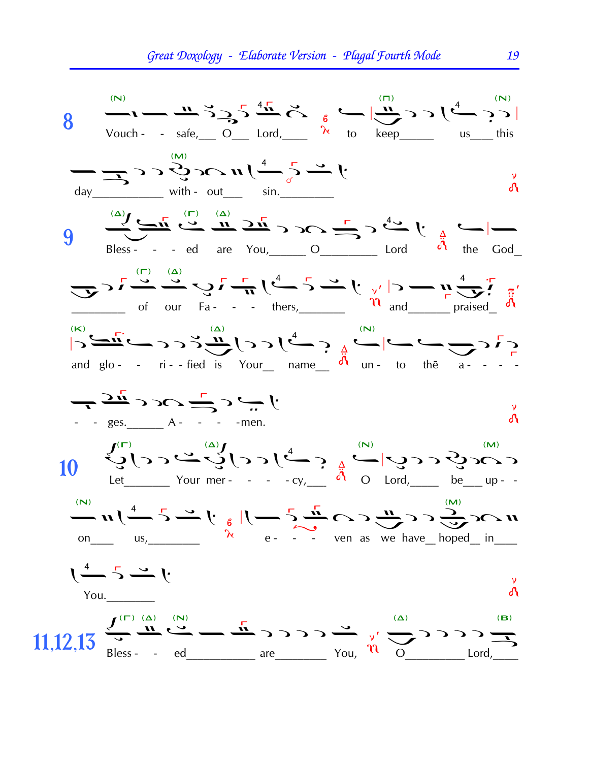**8**

Vouch - - safe, O Lord, to keep us this

day with - out sin.

**9**

Bless - - - ed are You, O Lord the God

of our Fa - - - thers, and praised

and glo - - ri - - fied is Your name un - to the a - - - -

- - ges. A - - - -men.

**10**

Let Your mer - - - - cy, O Lord, be up - -

on us, e - - - ven as we have hoped in

You.

**11,12,13**

Bless - - ed are You, O Lord,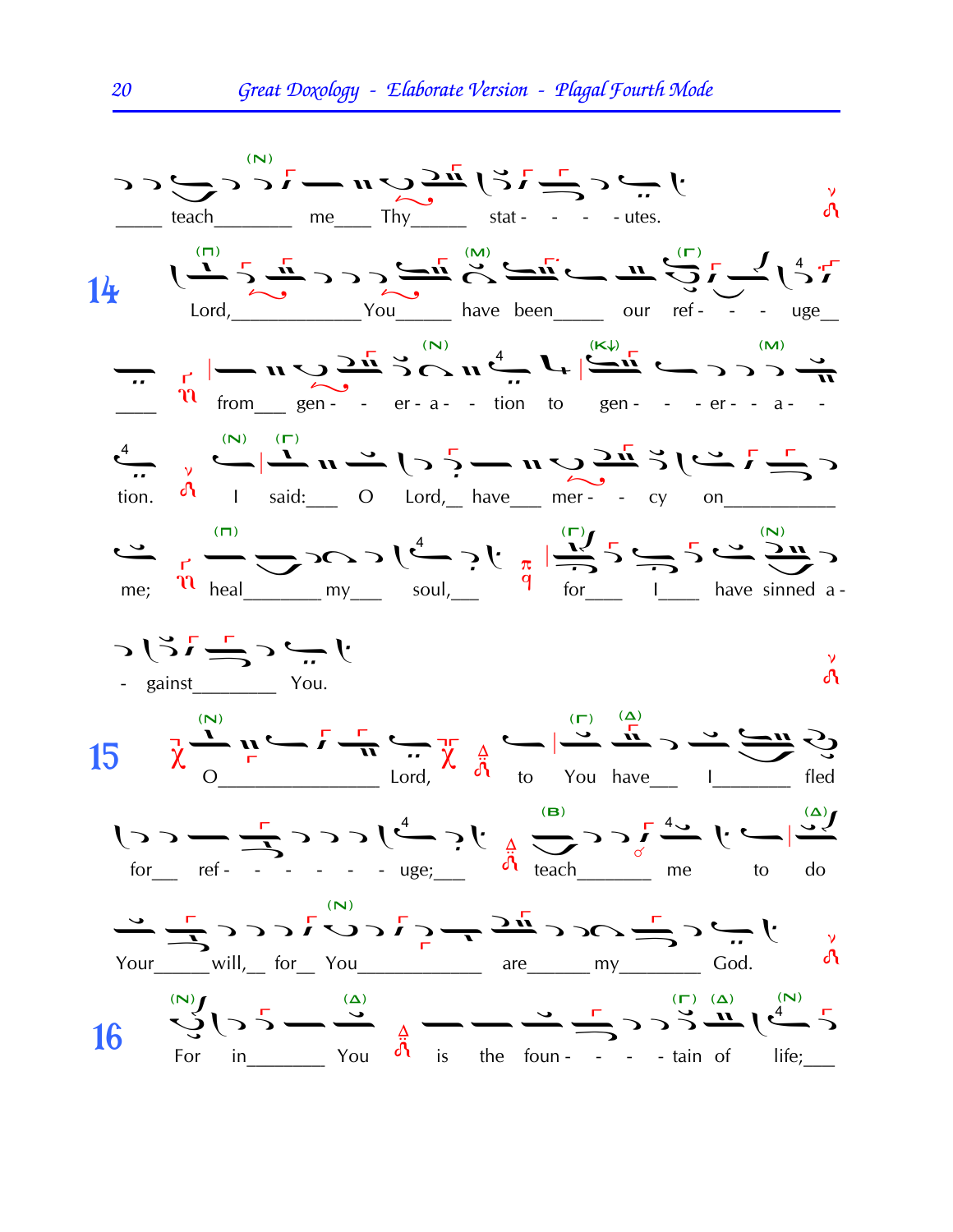teach me Thy stat - - - - utes.

**14** Lord, You have been our ref - - - uge from gen - - er - a - - tion to gen - - - er - - a - - tion. I said: O Lord, have mer - - cy on me; heal my soul, for I have sinned a - - gainst You.

**15** O Lord, to You have I fled for ref - - - - - - uge; teach me to do Your will, for You are my God.

**16** For in You is the foun - - - - tain of life;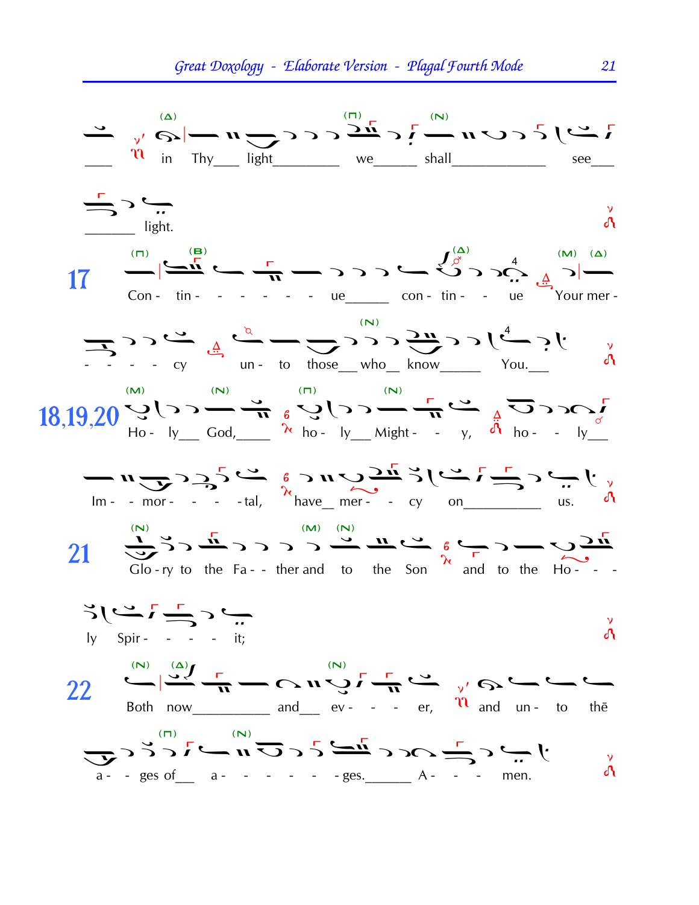___ in Thy___ light_________ we______ shall_____________ see___

_______ light.

**17** Con - tin - - - - - - ue______ con - tin - - ue Your mer -

- - - - cy un - to those__ who__ know______ You.___

**18,19,20** Ho - ly___ God,_____ ho - ly___ Might - - y, ho - - ly___

Im - - mor - - - - tal, have__ mer - - cy on__________ us.

**21** Glo - ry to the Fa - - ther and to the Son and to the Ho - - -

ly Spir - - - - it;

**22** Both now__________ and___ ev - - - er, and un - to thē

a - - ges of___ a - - - - - - ges.______ A - - - men.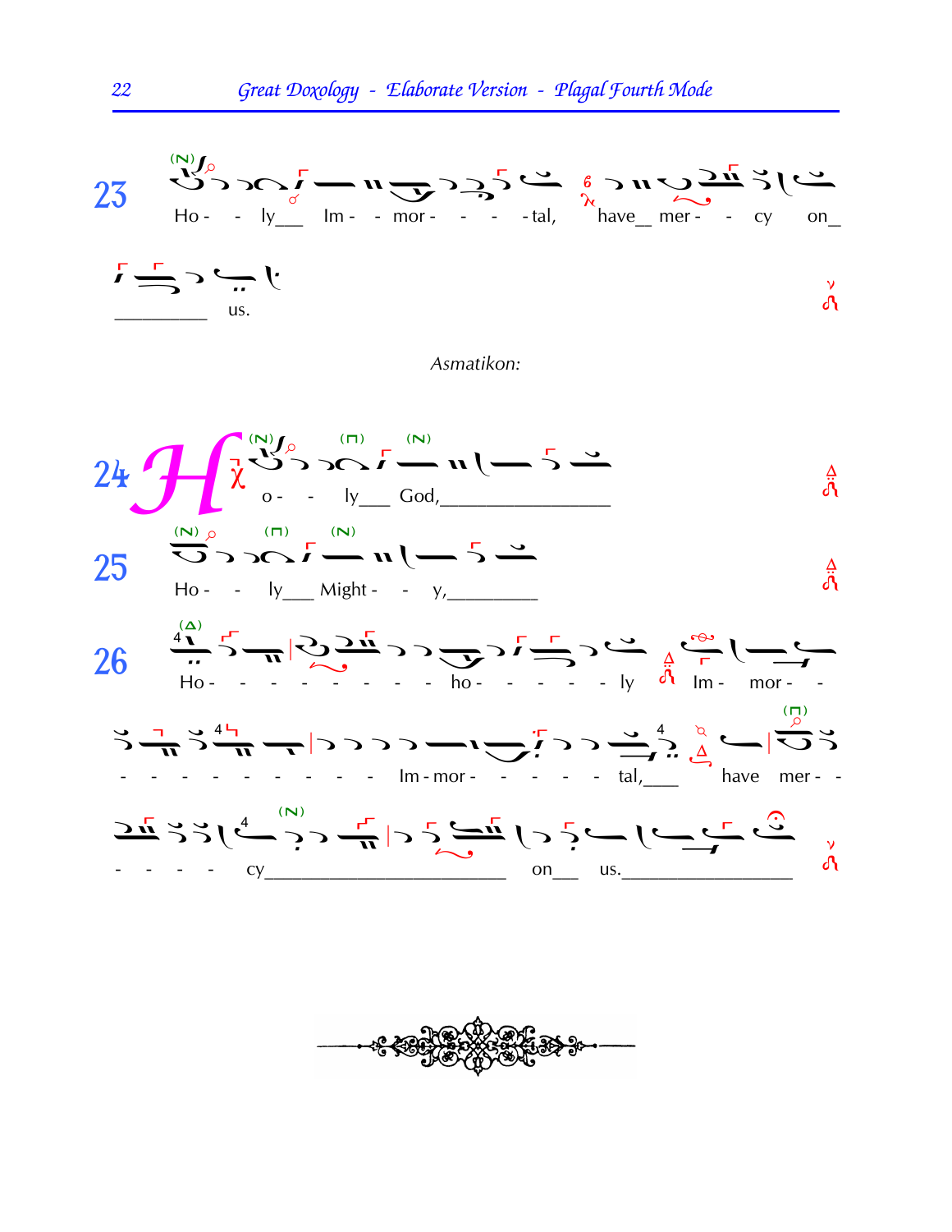23 Ho - - ly___ Im - - mor - - - - tal, have__ mer - - cy on_

_________ us.

*Asmatikon:*

24 H o - - ly___ God,________________

25 Ho - - ly___ Might - - y,_________

26 Ho - - - - - - - - - ho - - - - - ly Im - mor - -

- - - - - - - - - - Im - mor - - - - - tal,____ have mer - -

- - - - cy________________________ on___ us._________________